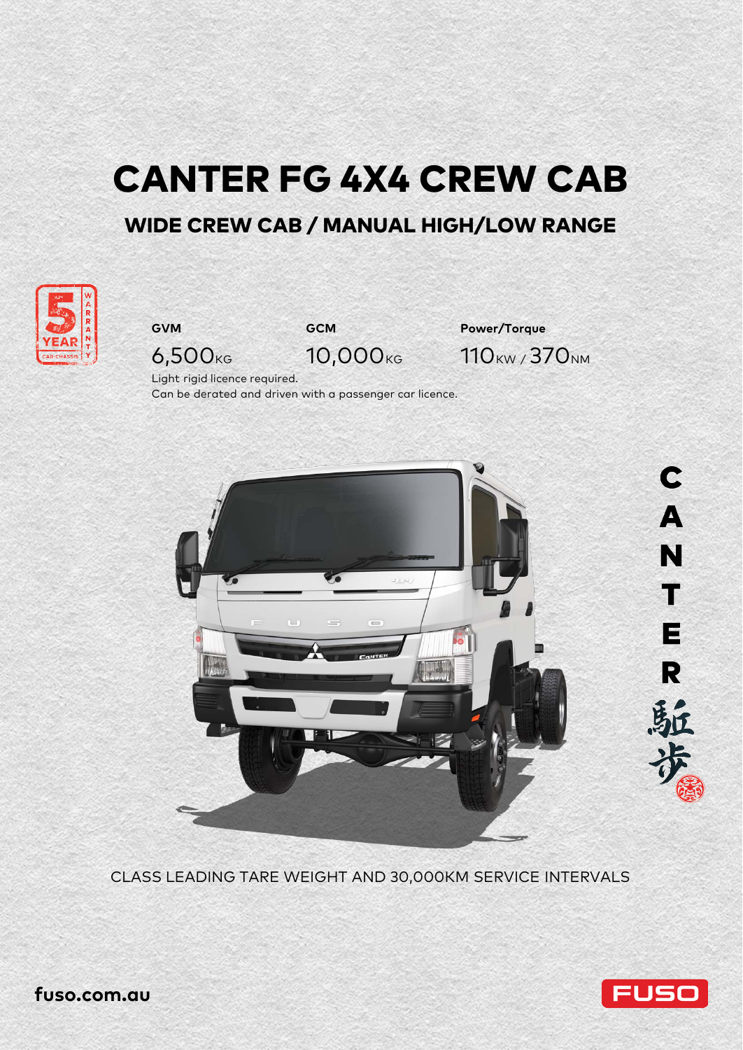# CANTER FG 4X4 CREW CAB

## WIDE CREW CAB / MANUAL HIGH/LOW RANGE

5 YEAR WARRANTY CAB-CHASSIS

| GVM | GCM | Power/Torque |
|---|---|---|
| 6,500KG | 10,000KG | 110KW / 370NM |

Light rigid licence required.
Can be derated and driven with a passenger car licence.

CANTER 駈歩

CLASS LEADING TARE WEIGHT AND 30,000KM SERVICE INTERVALS

fuso.com.au

FUSO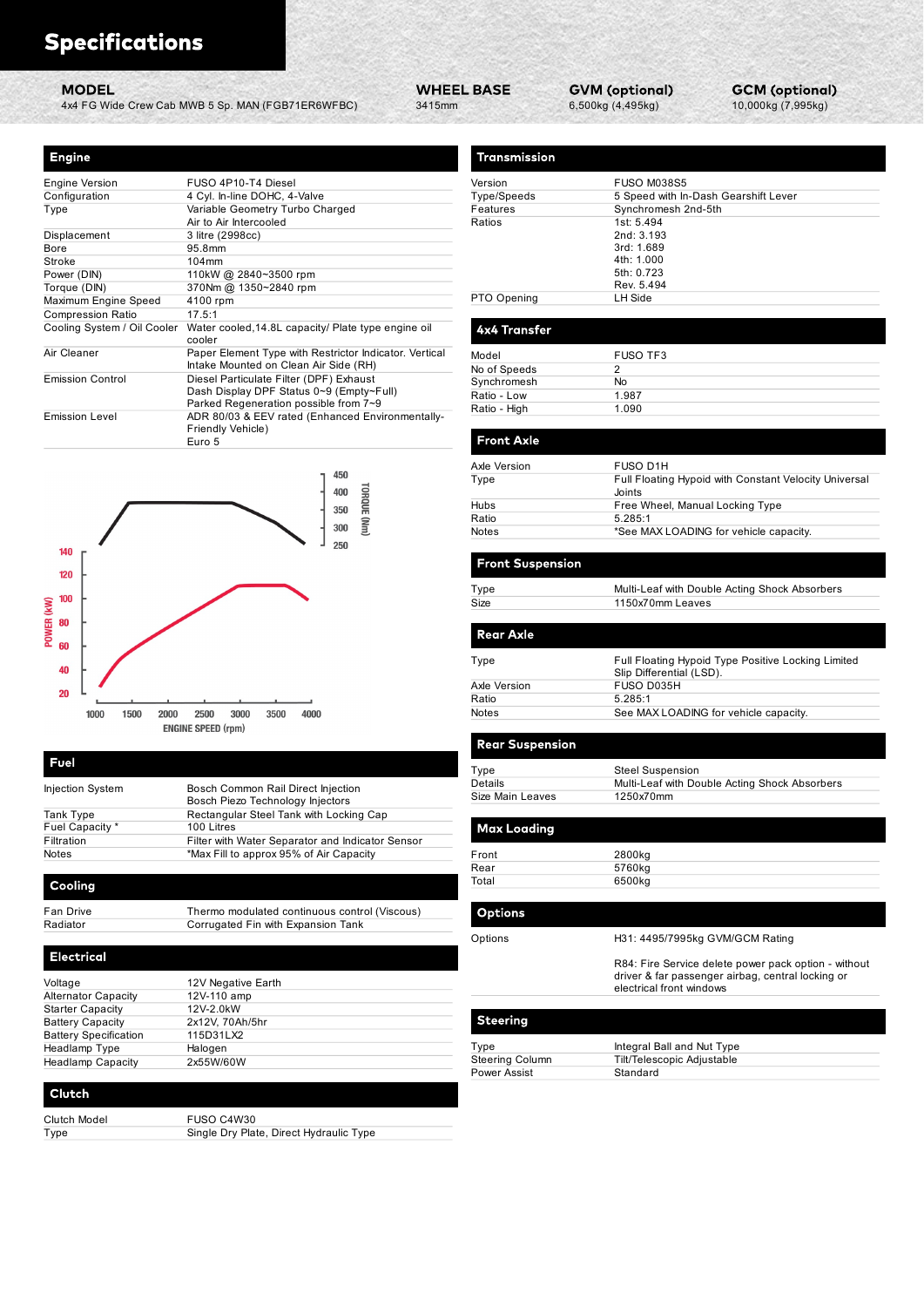# Specifications

| MODEL | WHEEL BASE | GVM (optional) | GCM (optional) |
|---|---|---|---|
| 4x4 FG Wide Crew Cab MWB 5 Sp. MAN (FGB71ER6WFBC) | 3415mm | 6,500kg (4,495kg) | 10,000kg (7,995kg) |

## Engine

| | |
|---|---|
| Engine Version | FUSO 4P10-T4 Diesel |
| Configuration | 4 Cyl. In-line DOHC, 4-Valve |
| Type | Variable Geometry Turbo Charged<br>Air to Air Intercooled |
| Displacement | 3 litre (2998cc) |
| Bore | 95.8mm |
| Stroke | 104mm |
| Power (DIN) | 110kW @ 2840~3500 rpm |
| Torque (DIN) | 370Nm @ 1350~2840 rpm |
| Maximum Engine Speed | 4100 rpm |
| Compression Ratio | 17.5:1 |
| Cooling System / Oil Cooler | Water cooled,14.8L capacity/ Plate type engine oil cooler |
| Air Cleaner | Paper Element Type with Restrictor Indicator. Vertical Intake Mounted on Clean Air Side (RH) |
| Emission Control | Diesel Particulate Filter (DPF) Exhaust<br>Dash Display DPF Status 0~9 (Empty~Full)<br>Parked Regeneration possible from 7~9 |
| Emission Level | ADR 80/03 & EEV rated (Enhanced Environmentally-Friendly Vehicle)<br>Euro 5 |

POWER (kW) / TORQUE (Nm) / ENGINE SPEED (rpm)

## Fuel

| | |
|---|---|
| Injection System | Bosch Common Rail Direct Injection<br>Bosch Piezo Technology Injectors |
| Tank Type | Rectangular Steel Tank with Locking Cap |
| Fuel Capacity * | 100 Litres |
| Filtration | Filter with Water Separator and Indicator Sensor |
| Notes | *Max Fill to approx 95% of Air Capacity |

## Cooling

| | |
|---|---|
| Fan Drive | Thermo modulated continuous control (Viscous) |
| Radiator | Corrugated Fin with Expansion Tank |

## Electrical

| | |
|---|---|
| Voltage | 12V Negative Earth |
| Alternator Capacity | 12V-110 amp |
| Starter Capacity | 12V-2.0kW |
| Battery Capacity | 2x12V, 70Ah/5hr |
| Battery Specification | 115D31LX2 |
| Headlamp Type | Halogen |
| Headlamp Capacity | 2x55W/60W |

## Clutch

| | |
|---|---|
| Clutch Model | FUSO C4W30 |
| Type | Single Dry Plate, Direct Hydraulic Type |

## Transmission

| | |
|---|---|
| Version | FUSO M038S5 |
| Type/Speeds | 5 Speed with In-Dash Gearshift Lever |
| Features | Synchromesh 2nd-5th |
| Ratios | 1st: 5.494<br>2nd: 3.193<br>3rd: 1.689<br>4th: 1.000<br>5th: 0.723<br>Rev. 5.494 |
| PTO Opening | LH Side |

## 4x4 Transfer

| | |
|---|---|
| Model | FUSO TF3 |
| No of Speeds | 2 |
| Synchromesh | No |
| Ratio - Low | 1.987 |
| Ratio - High | 1.090 |

## Front Axle

| | |
|---|---|
| Axle Version | FUSO D1H |
| Type | Full Floating Hypoid with Constant Velocity Universal Joints |
| Hubs | Free Wheel, Manual Locking Type |
| Ratio | 5.285:1 |
| Notes | *See MAX LOADING for vehicle capacity. |

## Front Suspension

| | |
|---|---|
| Type | Multi-Leaf with Double Acting Shock Absorbers |
| Size | 1150x70mm Leaves |

## Rear Axle

| | |
|---|---|
| Type | Full Floating Hypoid Type Positive Locking Limited Slip Differential (LSD). |
| Axle Version | FUSO D035H |
| Ratio | 5.285:1 |
| Notes | See MAX LOADING for vehicle capacity. |

## Rear Suspension

| | |
|---|---|
| Type | Steel Suspension |
| Details | Multi-Leaf with Double Acting Shock Absorbers |
| Size Main Leaves | 1250x70mm |

## Max Loading

| | |
|---|---|
| Front | 2800kg |
| Rear | 5760kg |
| Total | 6500kg |

## Options

| | |
|---|---|
| Options | H31: 4495/7995kg GVM/GCM Rating<br><br>R84: Fire Service delete power pack option - without driver & far passenger airbag, central locking or electrical front windows |

## Steering

| | |
|---|---|
| Type | Integral Ball and Nut Type |
| Steering Column | Tilt/Telescopic Adjustable |
| Power Assist | Standard |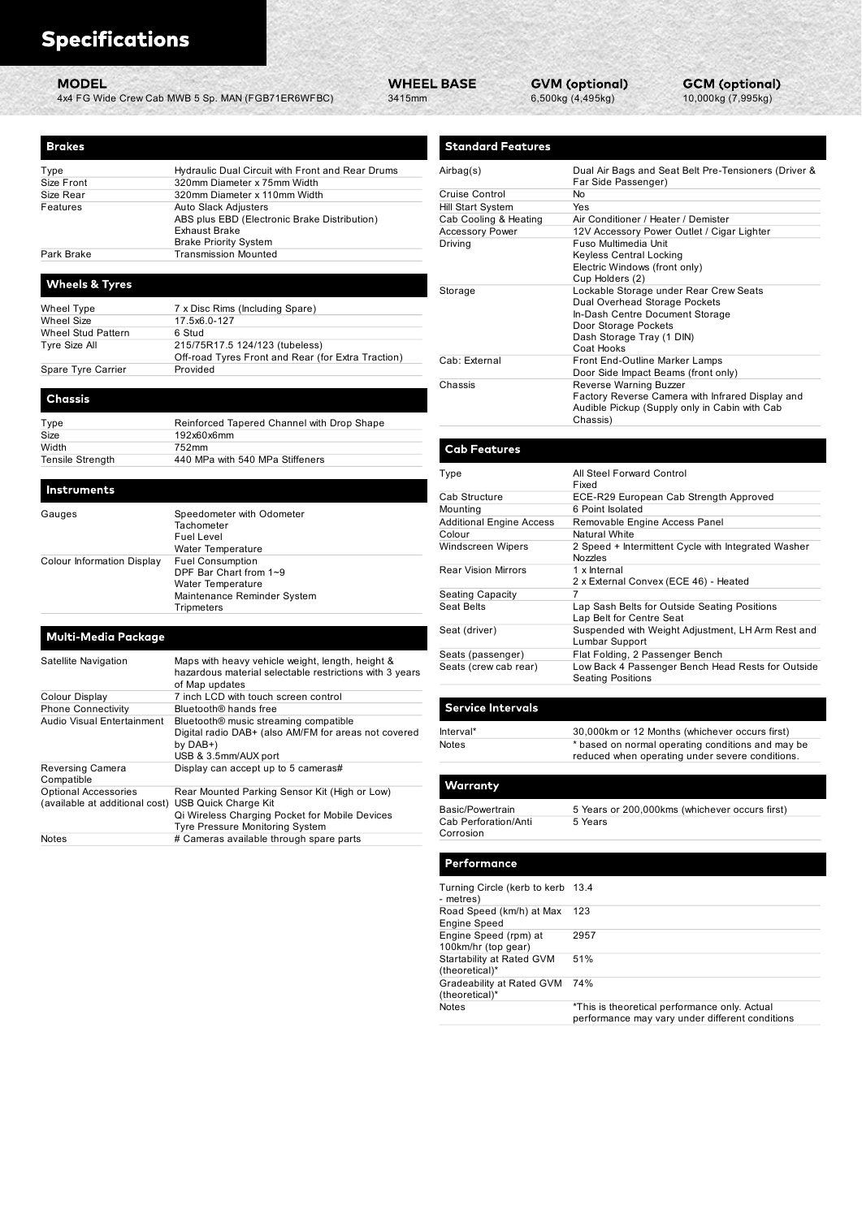# Specifications

| MODEL | WHEEL BASE | GVM (optional) | GCM (optional) |
|---|---|---|---|
| 4x4 FG Wide Crew Cab MWB 5 Sp. MAN (FGB71ER6WFBC) | 3415mm | 6,500kg (4,495kg) | 10,000kg (7,995kg) |

## Brakes

| | |
|---|---|
| Type | Hydraulic Dual Circuit with Front and Rear Drums |
| Size Front | 320mm Diameter x 75mm Width |
| Size Rear | 320mm Diameter x 110mm Width |
| Features | Auto Slack Adjusters<br>ABS plus EBD (Electronic Brake Distribution)<br>Exhaust Brake<br>Brake Priority System |
| Park Brake | Transmission Mounted |

## Wheels & Tyres

| | |
|---|---|
| Wheel Type | 7 x Disc Rims (Including Spare) |
| Wheel Size | 17.5x6.0-127 |
| Wheel Stud Pattern | 6 Stud |
| Tyre Size All | 215/75R17.5 124/123 (tubeless)<br>Off-road Tyres Front and Rear (for Extra Traction) |
| Spare Tyre Carrier | Provided |

## Chassis

| | |
|---|---|
| Type | Reinforced Tapered Channel with Drop Shape |
| Size | 192x60x6mm |
| Width | 752mm |
| Tensile Strength | 440 MPa with 540 MPa Stiffeners |

## Instruments

| | |
|---|---|
| Gauges | Speedometer with Odometer<br>Tachometer<br>Fuel Level<br>Water Temperature |
| Colour Information Display | Fuel Consumption<br>DPF Bar Chart from 1~9<br>Water Temperature<br>Maintenance Reminder System<br>Tripmeters |

## Multi-Media Package

| | |
|---|---|
| Satellite Navigation | Maps with heavy vehicle weight, length, height & hazardous material selectable restrictions with 3 years of Map updates |
| Colour Display | 7 inch LCD with touch screen control |
| Phone Connectivity | Bluetooth® hands free |
| Audio Visual Entertainment | Bluetooth® music streaming compatible<br>Digital radio DAB+ (also AM/FM for areas not covered by DAB+)<br>USB & 3.5mm/AUX port |
| Reversing Camera Compatible | Display can accept up to 5 cameras# |
| Optional Accessories (available at additional cost) | Rear Mounted Parking Sensor Kit (High or Low)<br>USB Quick Charge Kit<br>Qi Wireless Charging Pocket for Mobile Devices<br>Tyre Pressure Monitoring System |
| Notes | # Cameras available through spare parts |

## Standard Features

| | |
|---|---|
| Airbag(s) | Dual Air Bags and Seat Belt Pre-Tensioners (Driver & Far Side Passenger) |
| Cruise Control | No |
| Hill Start System | Yes |
| Cab Cooling & Heating | Air Conditioner / Heater / Demister |
| Accessory Power | 12V Accessory Power Outlet / Cigar Lighter |
| Driving | Fuso Multimedia Unit<br>Keyless Central Locking<br>Electric Windows (front only)<br>Cup Holders (2) |
| Storage | Lockable Storage under Rear Crew Seats<br>Dual Overhead Storage Pockets<br>In-Dash Centre Document Storage<br>Door Storage Pockets<br>Dash Storage Tray (1 DIN)<br>Coat Hooks |
| Cab: External | Front End-Outline Marker Lamps<br>Door Side Impact Beams (front only) |
| Chassis | Reverse Warning Buzzer<br>Factory Reverse Camera with Infrared Display and Audible Pickup (Supply only in Cabin with Cab Chassis) |

## Cab Features

| | |
|---|---|
| Type | All Steel Forward Control<br>Fixed |
| Cab Structure | ECE-R29 European Cab Strength Approved |
| Mounting | 6 Point Isolated |
| Additional Engine Access | Removable Engine Access Panel |
| Colour | Natural White |
| Windscreen Wipers | 2 Speed + Intermittent Cycle with Integrated Washer Nozzles |
| Rear Vision Mirrors | 1 x Internal<br>2 x External Convex (ECE 46) - Heated |
| Seating Capacity | 7 |
| Seat Belts | Lap Sash Belts for Outside Seating Positions<br>Lap Belt for Centre Seat |
| Seat (driver) | Suspended with Weight Adjustment, LH Arm Rest and Lumbar Support |
| Seats (passenger) | Flat Folding, 2 Passenger Bench |
| Seats (crew cab rear) | Low Back 4 Passenger Bench Head Rests for Outside Seating Positions |

## Service Intervals

| | |
|---|---|
| Interval* | 30,000km or 12 Months (whichever occurs first) |
| Notes | * based on normal operating conditions and may be reduced when operating under severe conditions. |

## Warranty

| | |
|---|---|
| Basic/Powertrain | 5 Years or 200,000kms (whichever occurs first) |
| Cab Perforation/Anti Corrosion | 5 Years |

## Performance

| | |
|---|---|
| Turning Circle (kerb to kerb - metres) | 13.4 |
| Road Speed (km/h) at Max Engine Speed | 123 |
| Engine Speed (rpm) at 100km/hr (top gear) | 2957 |
| Startability at Rated GVM (theoretical)* | 51% |
| Gradeability at Rated GVM (theoretical)* | 74% |
| Notes | *This is theoretical performance only. Actual performance may vary under different conditions |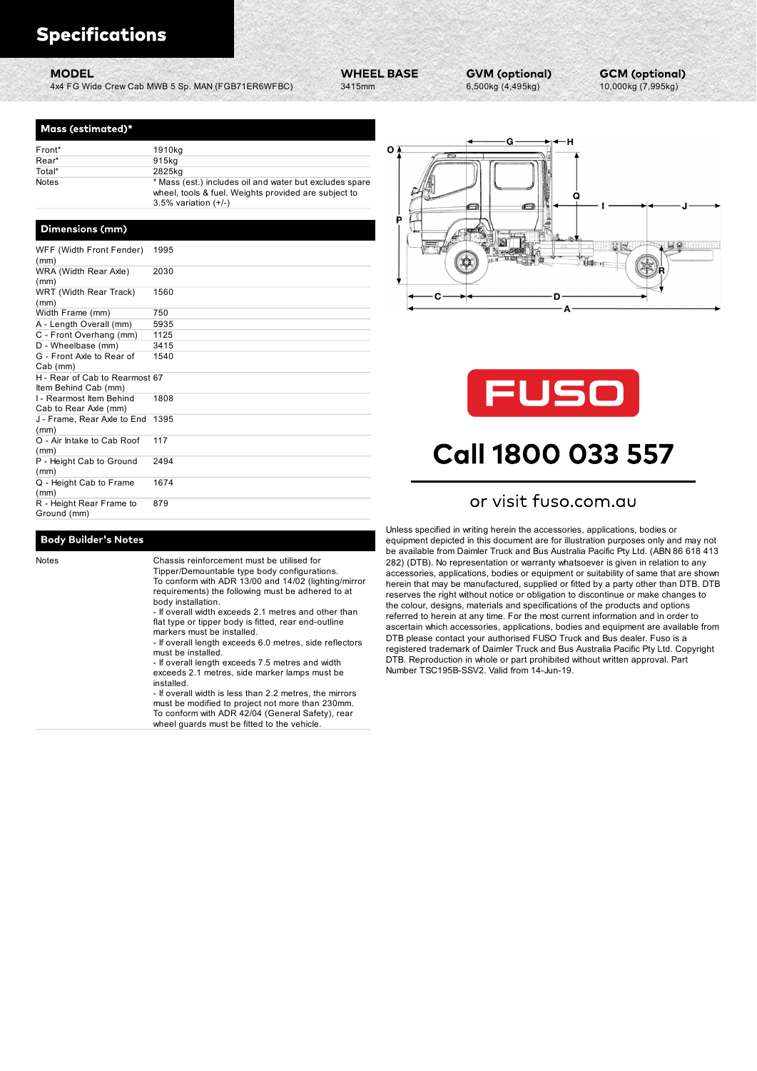# Specifications

| MODEL | WHEEL BASE | GVM (optional) | GCM (optional) |
|---|---|---|---|
| 4x4 FG Wide Crew Cab MWB 5 Sp. MAN (FGB71ER6WFBC) | 3415mm | 6,500kg (4,495kg) | 10,000kg (7,995kg) |

## Mass (estimated)*

| | |
|---|---|
| Front* | 1910kg |
| Rear* | 915kg |
| Total* | 2825kg |
| Notes | * Mass (est.) includes oil and water but excludes spare wheel, tools & fuel. Weights provided are subject to 3.5% variation (+/-) |

## Dimensions (mm)

| | |
|---|---|
| WFF (Width Front Fender) (mm) | 1995 |
| WRA (Width Rear Axle) (mm) | 2030 |
| WRT (Width Rear Track) (mm) | 1560 |
| Width Frame (mm) | 750 |
| A - Length Overall (mm) | 5935 |
| C - Front Overhang (mm) | 1125 |
| D - Wheelbase (mm) | 3415 |
| G - Front Axle to Rear of Cab (mm) | 1540 |
| H - Rear of Cab to Rearmost Item Behind Cab (mm) | 67 |
| I - Rearmost Item Behind Cab to Rear Axle (mm) | 1808 |
| J - Frame, Rear Axle to End (mm) | 1395 |
| O - Air Intake to Cab Roof (mm) | 117 |
| P - Height Cab to Ground (mm) | 2494 |
| Q - Height Cab to Frame (mm) | 1674 |
| R - Height Rear Frame to Ground (mm) | 879 |

## Body Builder's Notes

| | |
|---|---|
| Notes | Chassis reinforcement must be utilised for Tipper/Demountable type body configurations. To conform with ADR 13/00 and 14/02 (lighting/mirror requirements) the following must be adhered to at body installation. - If overall width exceeds 2.1 metres and other than flat type or tipper body is fitted, rear end-outline markers must be installed. - If overall length exceeds 6.0 metres, side reflectors must be installed. - If overall length exceeds 7.5 metres and width exceeds 2.1 metres, side marker lamps must be installed. - If overall width is less than 2.2 metres, the mirrors must be modified to project not more than 230mm. To conform with ADR 42/04 (General Safety), rear wheel guards must be fitted to the vehicle. |

O
P
G
H
Q
I
J
R
C
D
A

FUSO

**Call 1800 033 557**

or visit fuso.com.au

Unless specified in writing herein the accessories, applications, bodies or equipment depicted in this document are for illustration purposes only and may not be available from Daimler Truck and Bus Australia Pacific Pty Ltd. (ABN 86 618 413 282) (DTB). No representation or warranty whatsoever is given in relation to any accessories, applications, bodies or equipment or suitability of same that are shown herein that may be manufactured, supplied or fitted by a party other than DTB. DTB reserves the right without notice or obligation to discontinue or make changes to the colour, designs, materials and specifications of the products and options referred to herein at any time. For the most current information and in order to ascertain which accessories, applications, bodies and equipment are available from DTB please contact your authorised FUSO Truck and Bus dealer. Fuso is a registered trademark of Daimler Truck and Bus Australia Pacific Pty Ltd. Copyright DTB. Reproduction in whole or part prohibited without written approval. Part Number TSC195B-SSV2. Valid from 14-Jun-19.